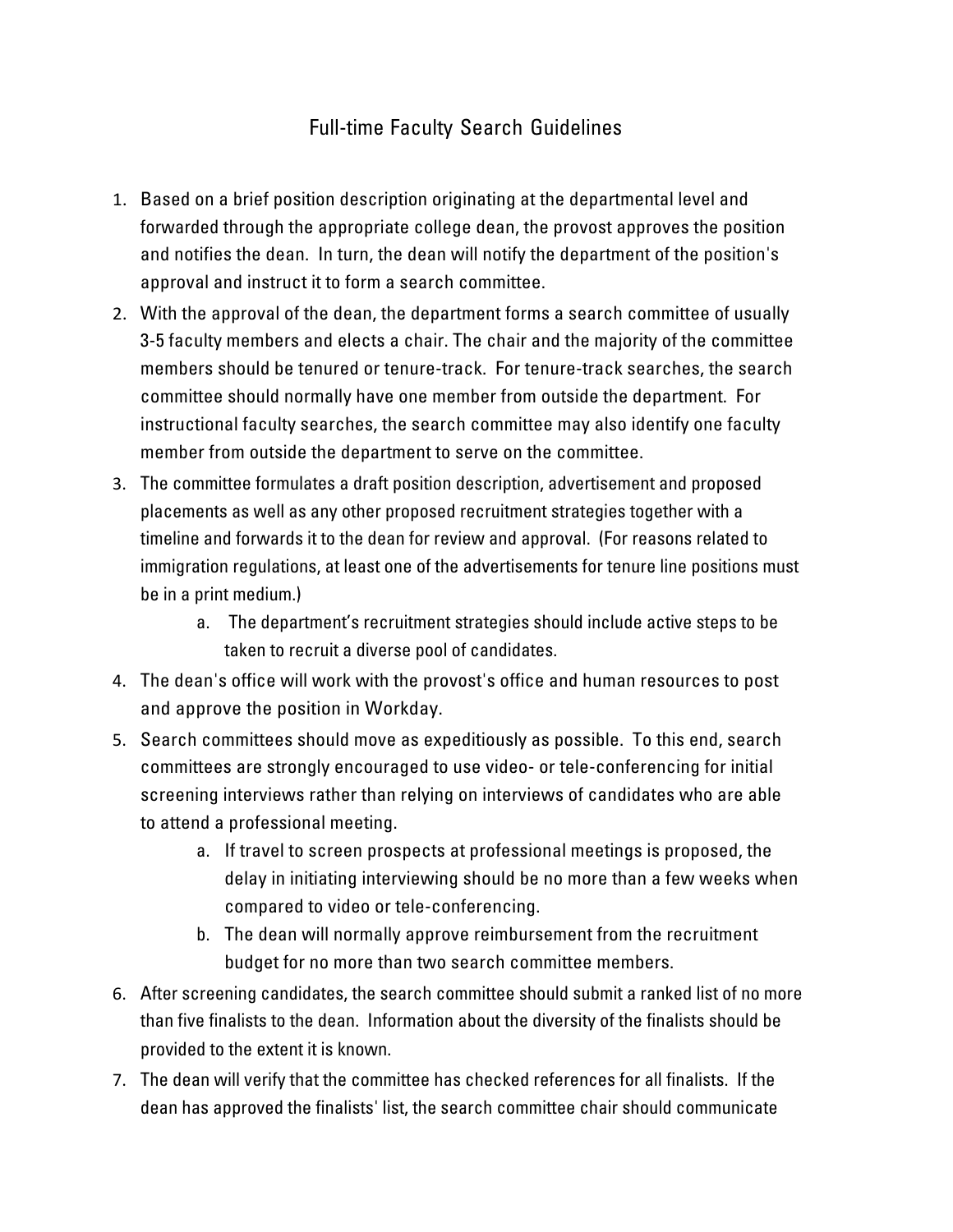# Full-time Faculty Search Guidelines

1. Based on a brief position description originating at the departmental level and forwarded through the appropriate college dean, the provost approves the position and notifies the dean. In turn, the dean will notify the department of the position's approval and instruct it to form a search committee.
2. With the approval of the dean, the department forms a search committee of usually 3-5 faculty members and elects a chair. The chair and the majority of the committee members should be tenured or tenure-track. For tenure-track searches, the search committee should normally have one member from outside the department. For instructional faculty searches, the search committee may also identify one faculty member from outside the department to serve on the committee.
3. The committee formulates a draft position description, advertisement and proposed placements as well as any other proposed recruitment strategies together with a timeline and forwards it to the dean for review and approval. (For reasons related to immigration regulations, at least one of the advertisements for tenure line positions must be in a print medium.)
    a. The department's recruitment strategies should include active steps to be taken to recruit a diverse pool of candidates.
4. The dean's office will work with the provost's office and human resources to post and approve the position in Workday.
5. Search committees should move as expeditiously as possible. To this end, search committees are strongly encouraged to use video- or tele-conferencing for initial screening interviews rather than relying on interviews of candidates who are able to attend a professional meeting.
    a. If travel to screen prospects at professional meetings is proposed, the delay in initiating interviewing should be no more than a few weeks when compared to video or tele-conferencing.
    b. The dean will normally approve reimbursement from the recruitment budget for no more than two search committee members.
6. After screening candidates, the search committee should submit a ranked list of no more than five finalists to the dean. Information about the diversity of the finalists should be provided to the extent it is known.
7. The dean will verify that the committee has checked references for all finalists. If the dean has approved the finalists' list, the search committee chair should communicate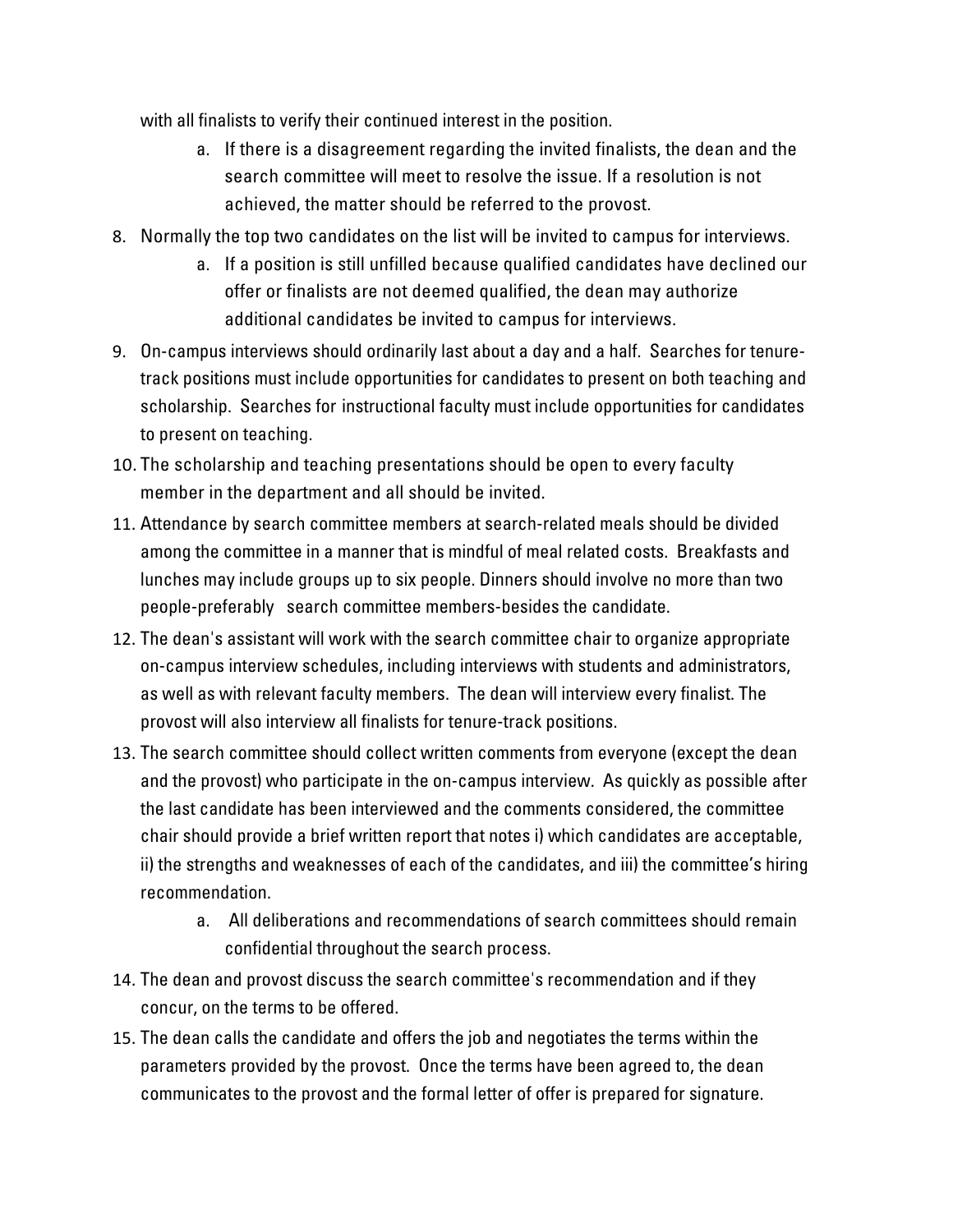with all finalists to verify their continued interest in the position.

   a. If there is a disagreement regarding the invited finalists, the dean and the search committee will meet to resolve the issue. If a resolution is not achieved, the matter should be referred to the provost.

8. Normally the top two candidates on the list will be invited to campus for interviews.
   a. If a position is still unfilled because qualified candidates have declined our offer or finalists are not deemed qualified, the dean may authorize additional candidates be invited to campus for interviews.
9. On-campus interviews should ordinarily last about a day and a half. Searches for tenure-track positions must include opportunities for candidates to present on both teaching and scholarship. Searches for instructional faculty must include opportunities for candidates to present on teaching.
10. The scholarship and teaching presentations should be open to every faculty member in the department and all should be invited.
11. Attendance by search committee members at search-related meals should be divided among the committee in a manner that is mindful of meal related costs. Breakfasts and lunches may include groups up to six people. Dinners should involve no more than two people-preferably search committee members-besides the candidate.
12. The dean's assistant will work with the search committee chair to organize appropriate on-campus interview schedules, including interviews with students and administrators, as well as with relevant faculty members. The dean will interview every finalist. The provost will also interview all finalists for tenure-track positions.
13. The search committee should collect written comments from everyone (except the dean and the provost) who participate in the on-campus interview. As quickly as possible after the last candidate has been interviewed and the comments considered, the committee chair should provide a brief written report that notes i) which candidates are acceptable, ii) the strengths and weaknesses of each of the candidates, and iii) the committee's hiring recommendation.
    a. All deliberations and recommendations of search committees should remain confidential throughout the search process.
14. The dean and provost discuss the search committee's recommendation and if they concur, on the terms to be offered.
15. The dean calls the candidate and offers the job and negotiates the terms within the parameters provided by the provost. Once the terms have been agreed to, the dean communicates to the provost and the formal letter of offer is prepared for signature.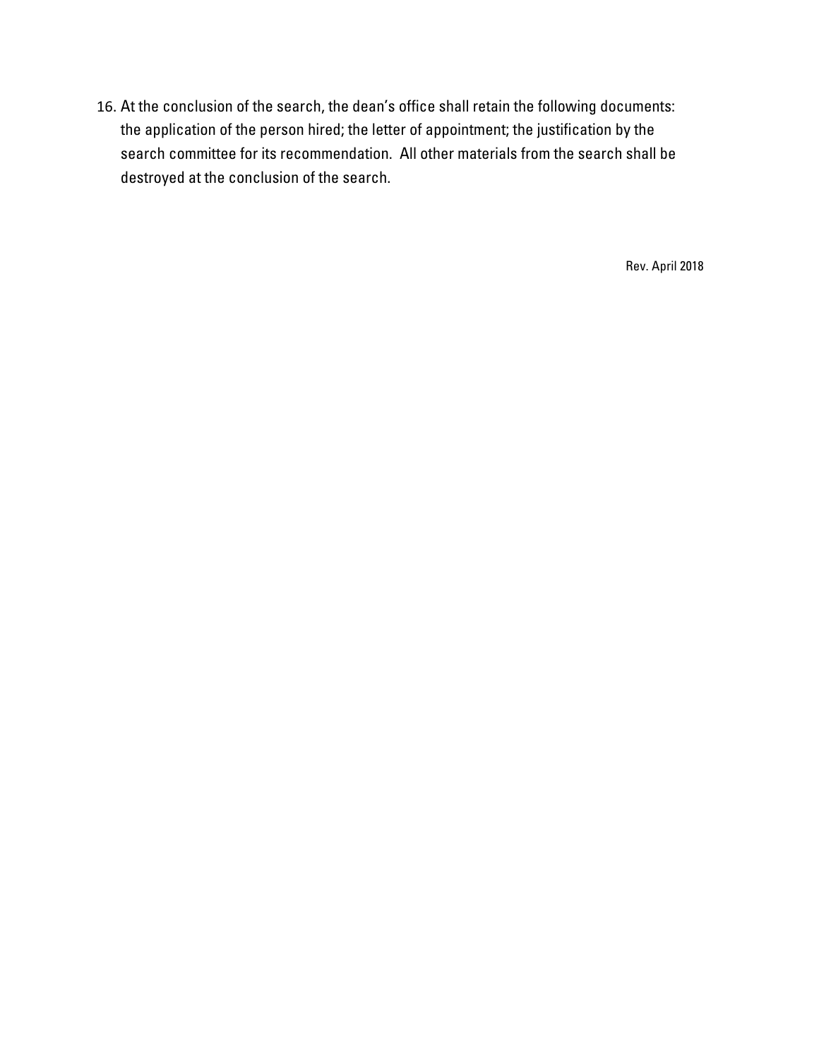16. At the conclusion of the search, the dean's office shall retain the following documents: the application of the person hired; the letter of appointment; the justification by the search committee for its recommendation. All other materials from the search shall be destroyed at the conclusion of the search.

Rev. April 2018